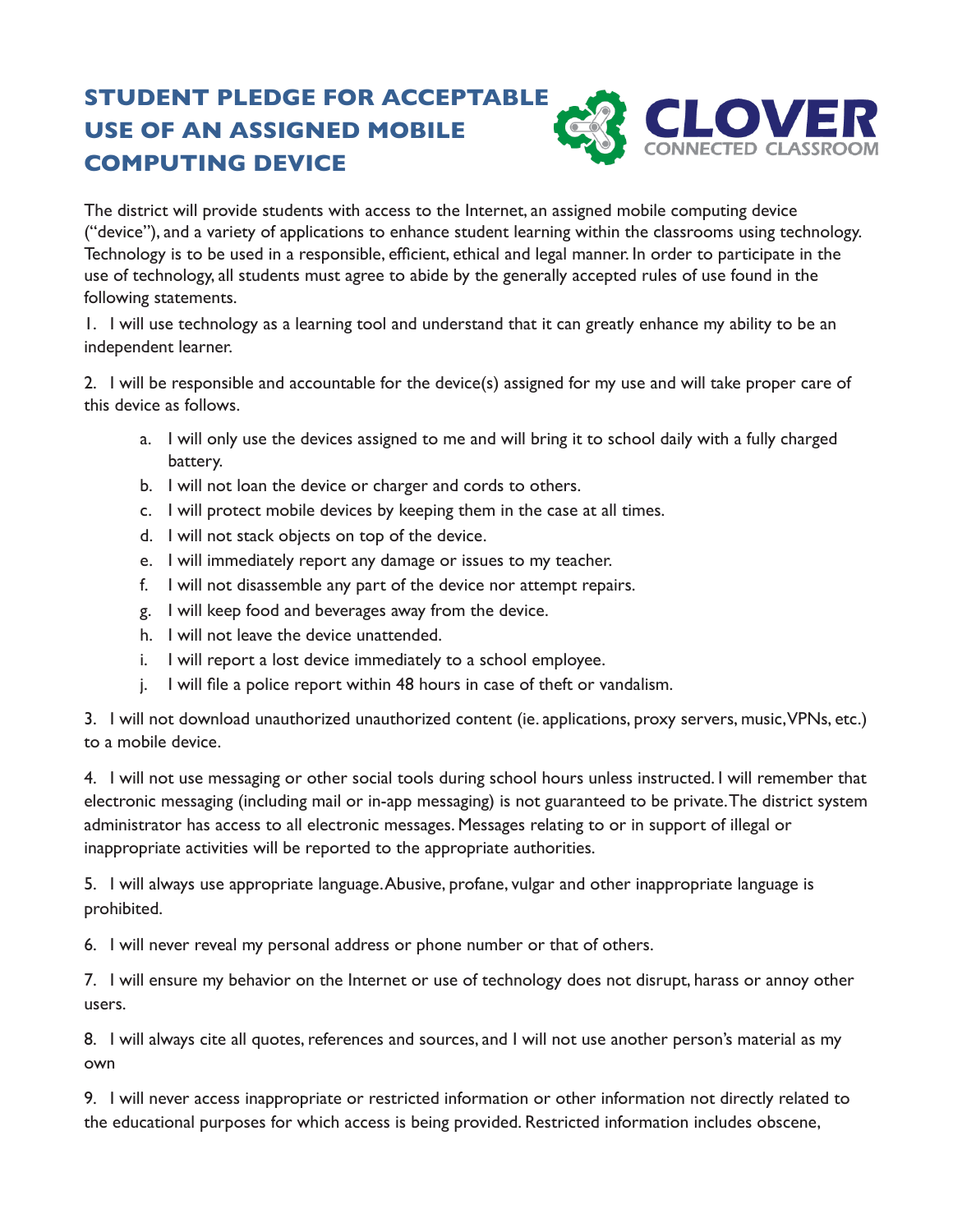# STUDENT PLEDGE FOR ACCEPTABLE USE OF AN ASSIGNED MOBILE COMPUTING DEVICE

CLOVER
CONNECTED CLASSROOM

The district will provide students with access to the Internet, an assigned mobile computing device ("device"), and a variety of applications to enhance student learning within the classrooms using technology. Technology is to be used in a responsible, efficient, ethical and legal manner. In order to participate in the use of technology, all students must agree to abide by the generally accepted rules of use found in the following statements.

1. I will use technology as a learning tool and understand that it can greatly enhance my ability to be an independent learner.

2. I will be responsible and accountable for the device(s) assigned for my use and will take proper care of this device as follows.

   a. I will only use the devices assigned to me and will bring it to school daily with a fully charged battery.
   b. I will not loan the device or charger and cords to others.
   c. I will protect mobile devices by keeping them in the case at all times.
   d. I will not stack objects on top of the device.
   e. I will immediately report any damage or issues to my teacher.
   f. I will not disassemble any part of the device nor attempt repairs.
   g. I will keep food and beverages away from the device.
   h. I will not leave the device unattended.
   i. I will report a lost device immediately to a school employee.
   j. I will file a police report within 48 hours in case of theft or vandalism.

3. I will not download unauthorized unauthorized content (ie. applications, proxy servers, music, VPNs, etc.) to a mobile device.

4. I will not use messaging or other social tools during school hours unless instructed. I will remember that electronic messaging (including mail or in-app messaging) is not guaranteed to be private. The district system administrator has access to all electronic messages. Messages relating to or in support of illegal or inappropriate activities will be reported to the appropriate authorities.

5. I will always use appropriate language. Abusive, profane, vulgar and other inappropriate language is prohibited.

6. I will never reveal my personal address or phone number or that of others.

7. I will ensure my behavior on the Internet or use of technology does not disrupt, harass or annoy other users.

8. I will always cite all quotes, references and sources, and I will not use another person's material as my own

9. I will never access inappropriate or restricted information or other information not directly related to the educational purposes for which access is being provided. Restricted information includes obscene,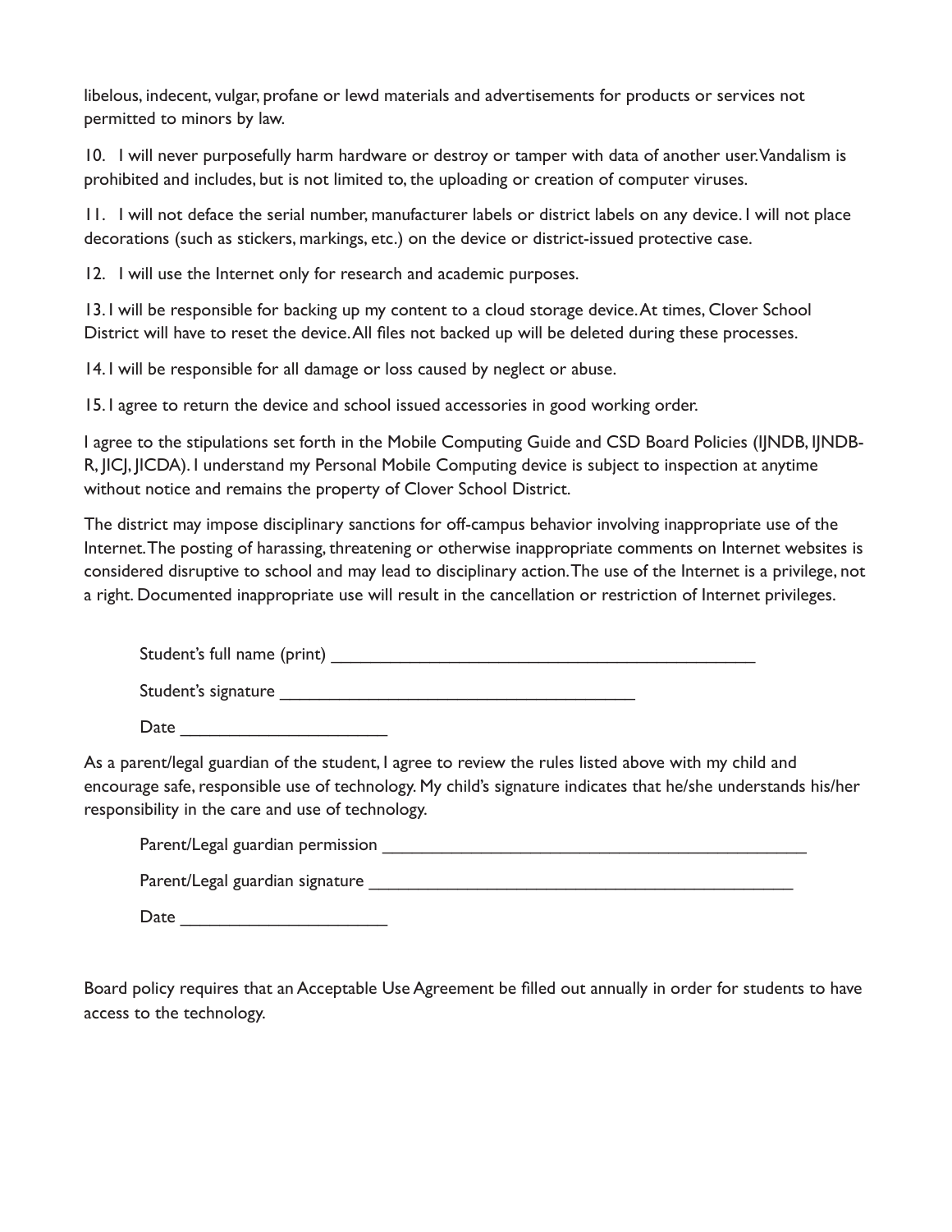libelous, indecent, vulgar, profane or lewd materials and advertisements for products or services not permitted to minors by law.

10. I will never purposefully harm hardware or destroy or tamper with data of another user. Vandalism is prohibited and includes, but is not limited to, the uploading or creation of computer viruses.

11. I will not deface the serial number, manufacturer labels or district labels on any device. I will not place decorations (such as stickers, markings, etc.) on the device or district-issued protective case.

12. I will use the Internet only for research and academic purposes.

13. I will be responsible for backing up my content to a cloud storage device. At times, Clover School District will have to reset the device. All files not backed up will be deleted during these processes.

14. I will be responsible for all damage or loss caused by neglect or abuse.

15. I agree to return the device and school issued accessories in good working order.

I agree to the stipulations set forth in the Mobile Computing Guide and CSD Board Policies (IJNDB, IJNDB-R, JICJ, JICDA). I understand my Personal Mobile Computing device is subject to inspection at anytime without notice and remains the property of Clover School District.

The district may impose disciplinary sanctions for off-campus behavior involving inappropriate use of the Internet. The posting of harassing, threatening or otherwise inappropriate comments on Internet websites is considered disruptive to school and may lead to disciplinary action. The use of the Internet is a privilege, not a right. Documented inappropriate use will result in the cancellation or restriction of Internet privileges.

Student's full name (print) _______________________________________________

Student's signature ____________________________________

Date ______________________

As a parent/legal guardian of the student, I agree to review the rules listed above with my child and encourage safe, responsible use of technology. My child's signature indicates that he/she understands his/her responsibility in the care and use of technology.

Parent/Legal guardian permission _______________________________________________

Parent/Legal guardian signature _______________________________________________

Date ______________________

Board policy requires that an Acceptable Use Agreement be filled out annually in order for students to have access to the technology.